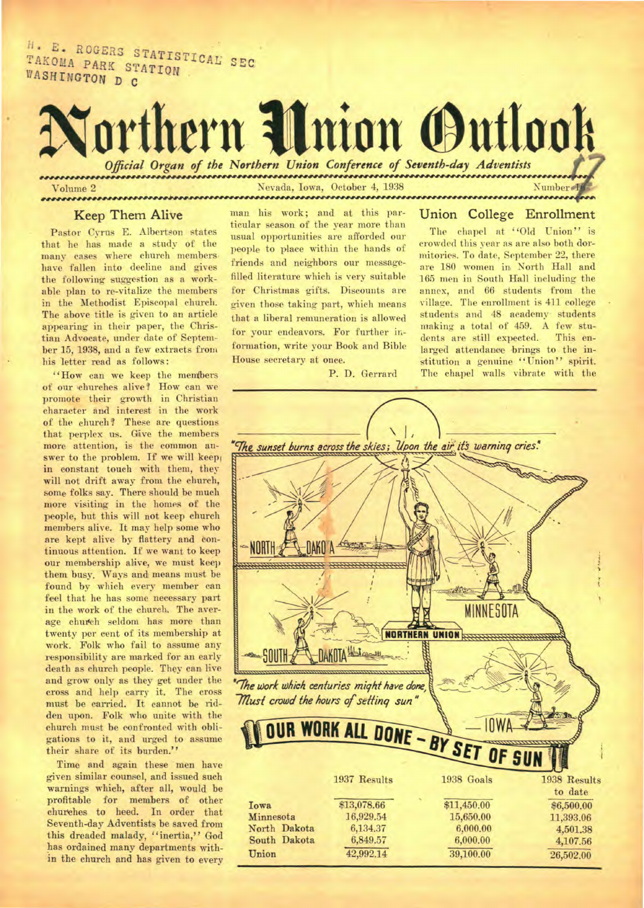H. E. ROGERS STATISTICAL SEC
TAKOMA PARK STATION
WASHINGTON D C

# Northern Union Outlook

*Official Organ of the Northern Union Conference of Seventh-day Adventists*

Volume 2 — Nevada, Iowa, October 4, 1938 — Number 17

## Keep Them Alive

Pastor Cyrus E. Albertson states that he has made a study of the many cases where church members have fallen into decline and gives the following suggestion as a workable plan to re-vitalize the members in the Methodist Episcopal church. The above title is given to an article appearing in their paper, the Christian Advocate, under date of September 15, 1938, and a few extracts from his letter read as follows:

"How can we keep the members of our churches alive? How can we promote their growth in Christian character and interest in the work of the church? These are questions that perplex us. Give the members more attention, is the common answer to the problem. If we will keep in constant touch with them, they will not drift away from the church, some folks say. There should be much more visiting in the homes of the people, but this will not keep church members alive. It may help some who are kept alive by flattery and continuous attention. If we want to keep our membership alive, we must keep them busy. Ways and means must be found by which every member can feel that he has some necessary part in the work of the church. The average church seldom has more than twenty per cent of its membership at work. Folk who fail to assume any responsibility are marked for an early death as church people. They can live and grow only as they get under the cross and help carry it. The cross must be carried. It cannot be ridden upon. Folk who unite with the church must be confronted with obligations to it, and urged to assume their share of its burden."

Time and again these men have given similar counsel, and issued such warnings which, after all, would be profitable for members of other churches to heed. In order that Seventh-day Adventists be saved from this dreaded malady, "inertia," God has ordained many departments within the church and has given to every man his work; and at this particular season of the year more than usual opportunities are afforded our people to place within the hands of friends and neighbors our message-filled literature which is very suitable for Christmas gifts. Discounts are given those taking part, which means that a liberal remuneration is allowed for your endeavors. For further information, write your Book and Bible House secretary at once.

P. D. Gerrard

## Union College Enrollment

The chapel at "Old Union" is crowded this year as are also both dormitories. To date, September 22, there are 180 women in North Hall and 165 men in South Hall including the annex, and 66 students from the village. The enrollment is 411 college students and 48 academy students making a total of 459. A few students are still expected. This enlarged attendance brings to the institution a genuine "Union" spirit. The chapel walls vibrate with the

*"The sunset burns across the skies; Upon the air its warning cries."*

NORTH DAKOTA — MINNESOTA — NORTHERN UNION — SOUTH DAKOTA — IOWA

*"The work which centuries might have done, Must crowd the hours of setting sun"*

**OUR WORK ALL DONE — BY SET OF SUN**

| | 1937 Results | 1938 Goals | 1938 Results to date |
|---|---|---|---|
| Iowa | $13,078.66 | $11,450.00 | $6,500.00 |
| Minnesota | 16,929.54 | 15,650.00 | 11,393.06 |
| North Dakota | 6,134.37 | 6,000.00 | 4,501.38 |
| South Dakota | 6,849.57 | 6,000.00 | 4,107.56 |
| Union | 42,992.14 | 39,100.00 | 26,502.00 |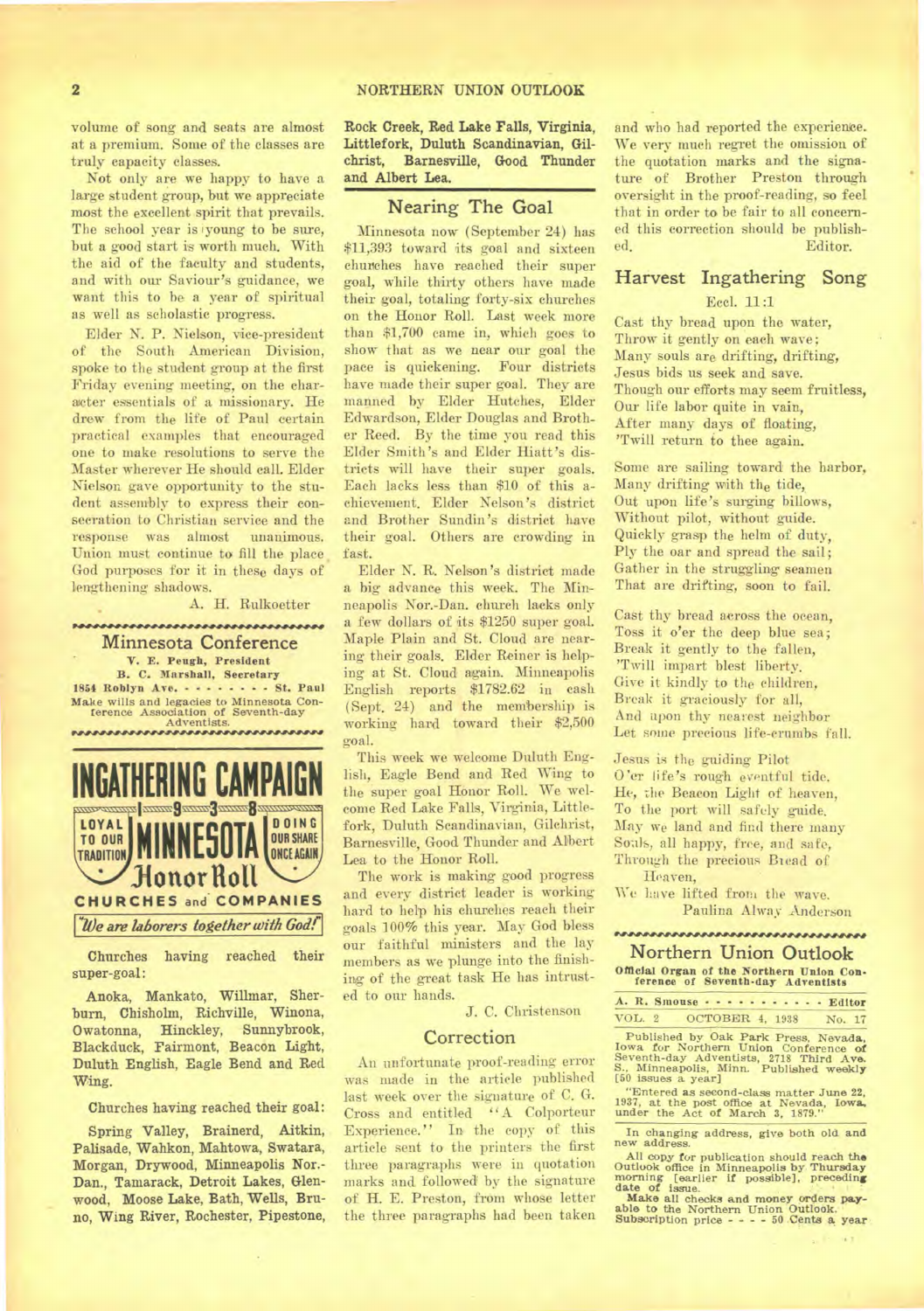volume of song and seats are almost at a premium. Some of the classes are truly capacity classes.

Not only are we happy to have a large student group, but we appreciate most the excellent spirit that prevails. The school year is young to be sure, but a good start is worth much. With the aid of the faculty and students, and with our Saviour's guidance, we want this to be a year of spiritual as well as scholastic progress.

Elder N. P. Nielson, vice-president of the South American Division, spoke to the student group at the first Friday evening meeting, on the character essentials of a missionary. He drew from the life of Paul certain practical examples that encouraged one to make resolutions to serve the Master wherever He should call. Elder Nielson gave opportunity to the student assembly to express their consecration to Christian service and the response was almost unanimous. Union must continue to fill the place God purposes for it in these days of lengthening shadows.

A. H. Rulkoetter

## Minnesota Conference

**V. E. Peugh, President**
**B. C. Marshall, Secretary**
**1854 Roblyn Ave. - - - - - - - - St. Paul**
Make wills and legacies to Minnesota Conference Association of Seventh-day Adventists.

**INGATHERING CAMPAIGN 1938**
**LOYAL TO OUR TRADITION — MINNESOTA — DOING OUR SHARE ONCE AGAIN**
**Honor Roll**
**CHURCHES and COMPANIES**
*We are laborers together with God!*

Churches having reached their super-goal:

Anoka, Mankato, Willmar, Sherburn, Chisholm, Richville, Winona, Owatonna, Hinckley, Sunnybrook, Blackduck, Fairmont, Beacon Light, Duluth English, Eagle Bend and Red Wing.

Churches having reached their goal:

Spring Valley, Brainerd, Aitkin, Palisade, Wahkon, Mahtowa, Swatara, Morgan, Drywood, Minneapolis Nor.-Dan., Tamarack, Detroit Lakes, Glenwood, Moose Lake, Bath, Wells, Bruno, Wing River, Rochester, Pipestone, Rock Creek, Red Lake Falls, Virginia, Littlefork, Duluth Scandinavian, Gilchrist, Barnesville, Good Thunder and Albert Lea.

## Nearing The Goal

Minnesota now (September 24) has $11,393 toward its goal and sixteen churches have reached their super goal, while thirty others have made their goal, totaling forty-six churches on the Honor Roll. Last week more than $1,700 came in, which goes to show that as we near our goal the pace is quickening. Four districts have made their super goal. They are manned by Elder Hutches, Elder Edwardson, Elder Douglas and Brother Reed. By the time you read this Elder Smith's and Elder Hiatt's districts will have their super goals. Each lacks less than $10 of this achievement. Elder Nelson's district and Brother Sundin's district have their goal. Others are crowding in fast.

Elder N. R. Nelson's district made a big advance this week. The Minneapolis Nor.-Dan. church lacks only a few dollars of its $1250 super goal. Maple Plain and St. Cloud are nearing their goals. Elder Reiner is helping at St. Cloud again. Minneapolis English reports $1782.62 in cash (Sept. 24) and the membership is working hard toward their $2,500 goal.

This week we welcome Duluth English, Eagle Bend and Red Wing to the super goal Honor Roll. We welcome Red Lake Falls, Virginia, Littlefork, Duluth Scandinavian, Gilchrist, Barnesville, Good Thunder and Albert Lea to the Honor Roll.

The work is making good progress and every district leader is working hard to help his churches reach their goals 100% this year. May God bless our faithful ministers and the lay members as we plunge into the finishing of the great task He has intrusted to our hands.

J. C. Christenson

## Correction

An unfortunate proof-reading error was made in the article published last week over the signature of C. G. Cross and entitled "A Colporteur Experience." In the copy of this article sent to the printers the first three paragraphs were in quotation marks and followed by the signature of H. E. Preston, from whose letter the three paragraphs had been taken and who had reported the experience. We very much regret the omission of the quotation marks and the signature of Brother Preston through oversight in the proof-reading, so feel that in order to be fair to all concerned this correction should be published.

Editor.

## Harvest Ingathering Song

Eccl. 11:1

Cast thy bread upon the water,
Throw it gently on each wave;
Many souls are drifting, drifting,
Jesus bids us seek and save.
Though our efforts may seem fruitless,
Our life labor quite in vain,
After many days of floating,
'Twill return to thee again.

Some are sailing toward the harbor,
Many drifting with the tide,
Out upon life's surging billows,
Without pilot, without guide.
Quickly grasp the helm of duty,
Ply the oar and spread the sail;
Gather in the struggling seamen
That are drifting, soon to fail.

Cast thy bread across the ocean,
Toss it o'er the deep blue sea;
Break it gently to the fallen,
'Twill impart blest liberty.
Give it kindly to the children,
Break it graciously for all,
And upon thy nearest neighbor
Let some precious life-crumbs fall.

Jesus is the guiding Pilot
O'er life's rough eventful tide.
He, the Beacon Light of heaven,
To the port will safely guide.
May we land and find there many
Souls, all happy, free, and safe,
Through the precious Bread of Heaven,
We have lifted from the wave.

Paulina Alway Anderson

## Northern Union Outlook

**Official Organ of the Northern Union Conference of Seventh-day Adventists**

A. R. Smouse - - - - - - - - - - Editor

VOL. 2 OCTOBER 4, 1938 No. 17

Published by Oak Park Press, Nevada, Iowa for Northern Union Conference of Seventh-day Adventists, 2718 Third Ave. S., Minneapolis, Minn. Published weekly [50 issues a year]

"Entered as second-class matter June 22, 1937, at the post office at Nevada, Iowa, under the Act of March 3, 1879."

In changing address, give both old and new address.

All copy for publication should reach the Outlook office in Minneapolis by Thursday morning [earlier if possible], preceding date of issue.

Make all checks and money orders payable to the Northern Union Outlook.

Subscription price - - - - 50 Cents a year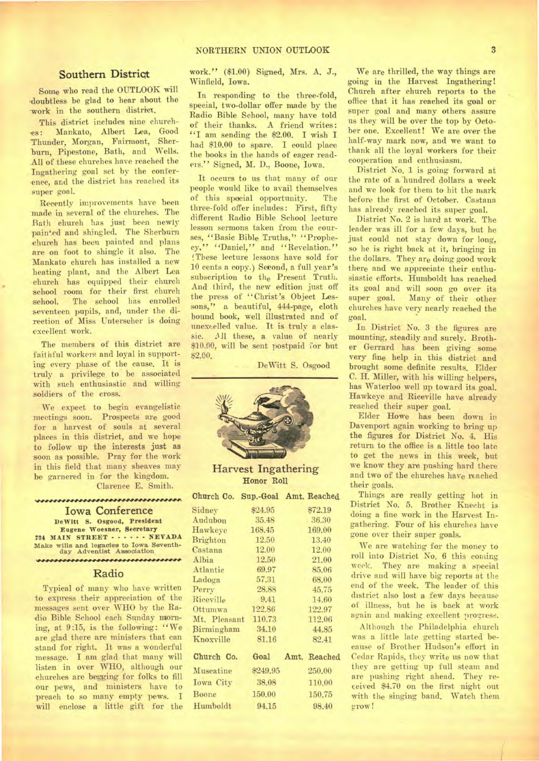## Southern District

Some who read the OUTLOOK will doubtless be glad to hear about the work in the southern district.

This district includes nine churches: Mankato, Albert Lea, Good Thunder, Morgan, Fairmont, Sherburn, Pipestone, Bath, and Wells. All of these churches have reached the Ingathering goal set by the conference, and the district has reached its super goal.

Recently improvements have been made in several of the churches. The Bath church has just been newly painted and shingled. The Sherburn church has been painted and plans are on foot to shingle it also. The Mankato church has installed a new heating plant, and the Albert Lea church has equipped their church school room for their first church school. The school has enrolled seventeen pupils, and, under the direction of Miss Unterseher is doing excellent work.

The members of this district are faithful workers and loyal in supporting every phase of the cause. It is truly a privilege to be associated with such enthusiastic and willing soldiers of the cross.

We expect to begin evangelistic meetings soon. Prospects are good for a harvest of souls at several places in this district, and we hope to follow up the interests just as soon as possible. Pray for the work in this field that many sheaves may be garnered in for the kingdom.

Clarence E. Smith.

# Iowa Conference

**DeWitt S. Osgood, President**
**Eugene Woesner, Secretary**
**734 MAIN STREET - - - - - - NEVADA**
Make wills and legacies to Iowa Seventh-day Adventist Association

## Radio

Typical of many who have written to express their appreciation of the messages sent over WHO by the Radio Bible School each Sunday morning, at 9:15, is the following: "We are glad there are ministers that can stand for right. It was a wonderful message. I am glad that many will listen in over WHO, although our churches are begging for folks to fill our pews, and ministers have to preach to so many empty pews. I will enclose a little gift for the work." ($1.00) Signed, Mrs. A. J., Winfield, Iowa.

In responding to the three-fold, special, two-dollar offer made by the Radio Bible School, many have told of their thanks. A friend writes: "I am sending the $2.00. I wish I had $10.00 to spare. I could place the books in the hands of eager readers." Signed, M. D., Boone, Iowa.

It occurs to us that many of our people would like to avail themselves of this special opportunity. The three-fold offer includes: First, fifty different Radio Bible School lecture lesson sermons taken from the courses, "Basic Bible Truths," "Prophecy," "Daniel," and "Revelation." (These lecture lessons have sold for 10 cents a copy.) Second, a full year's subscription to the Present Truth. And third, the new edition just off the press of "Christ's Object Lessons," a beautiful, 444-page, cloth bound book, well illustrated and of unexcelled value. It is truly a classic. All these, a value of nearly $10.00, will be sent postpaid for but $2.00.

DeWitt S. Osgood

## Harvest Ingathering
### Honor Roll

| Church Co. | Sup.-Goal | Amt. Reached |
|---|---|---|
| Sidney | $24.95 | $72.19 |
| Audubon | 35.48 | 36.30 |
| Hawkeye | 168.45 | 169.00 |
| Brighton | 12.50 | 13.40 |
| Castana | 12.00 | 12.00 |
| Albia | 12.50 | 21.00 |
| Atlantic | 69.97 | 85.06 |
| Ladoga | 57.31 | 68.00 |
| Perry | 28.88 | 45.75 |
| Riceville | 9.41 | 14.60 |
| Ottumwa | 122.86 | 122.97 |
| Mt. Pleasant | 110.73 | 112.06 |
| Birmingham | 34.10 | 44.85 |
| Knoxville | 81.16 | 82.41 |

| Church Co. | Goal | Amt. Reached |
|---|---|---|
| Muscatine | $249.95 | 250.00 |
| Iowa City | 38.08 | 110.00 |
| Boone | 150.00 | 150.75 |
| Humboldt | 94.15 | 98.40 |

We are thrilled, the way things are going in the Harvest Ingathering! Church after church reports to the office that it has reached its goal or super goal and many others assure us they will be over the top by October one. Excellent! We are over the half-way mark now, and we want to thank all the loyal workers for their cooperation and enthusiasm.

District No. 1 is going forward at the rate of a hundred dollars a week and we look for them to hit the mark before the first of October. Castana has already reached its super goal.

District No. 2 is hard at work. The leader was ill for a few days, but he just could not stay down for long, so he is right back at it, bringing in the dollars. They are doing good work there and we appreciate their enthusiastic efforts. Humboldt has reached its goal and will soon go over its super goal. Many of their other churches have very nearly reached the goal.

In District No. 3 the figures are mounting, steadily and surely. Brother Gerrard has been giving some very fine help in this district and brought some definite results. Elder C. H. Miller, with his willing helpers, has Waterloo well up toward its goal. Hawkeye and Riceville have already reached their super goal.

Elder Howe has been down in Davenport again working to bring up the figures for District No. 4. His return to the office is a little too late to get the news in this week, but we know they are pushing hard there and two of the churches have reached their goals.

Things are really getting hot in District No. 5. Brother Knecht is doing a fine work in the Harvest Ingathering. Four of his churches have gone over their super goals.

We are watching for the money to roll into District No. 6 this coming week. They are making a special drive and will have big reports at the end of the week. The leader of this district also lost a few days because of illness, but he is back at work again and making excellent progress.

Although the Philadelphia church was a little late getting started because of Brother Hudson's effort in Cedar Rapids, they write us now that they are getting up full steam and are pushing right ahead. They received $4.70 on the first night out with the singing band. Watch them grow!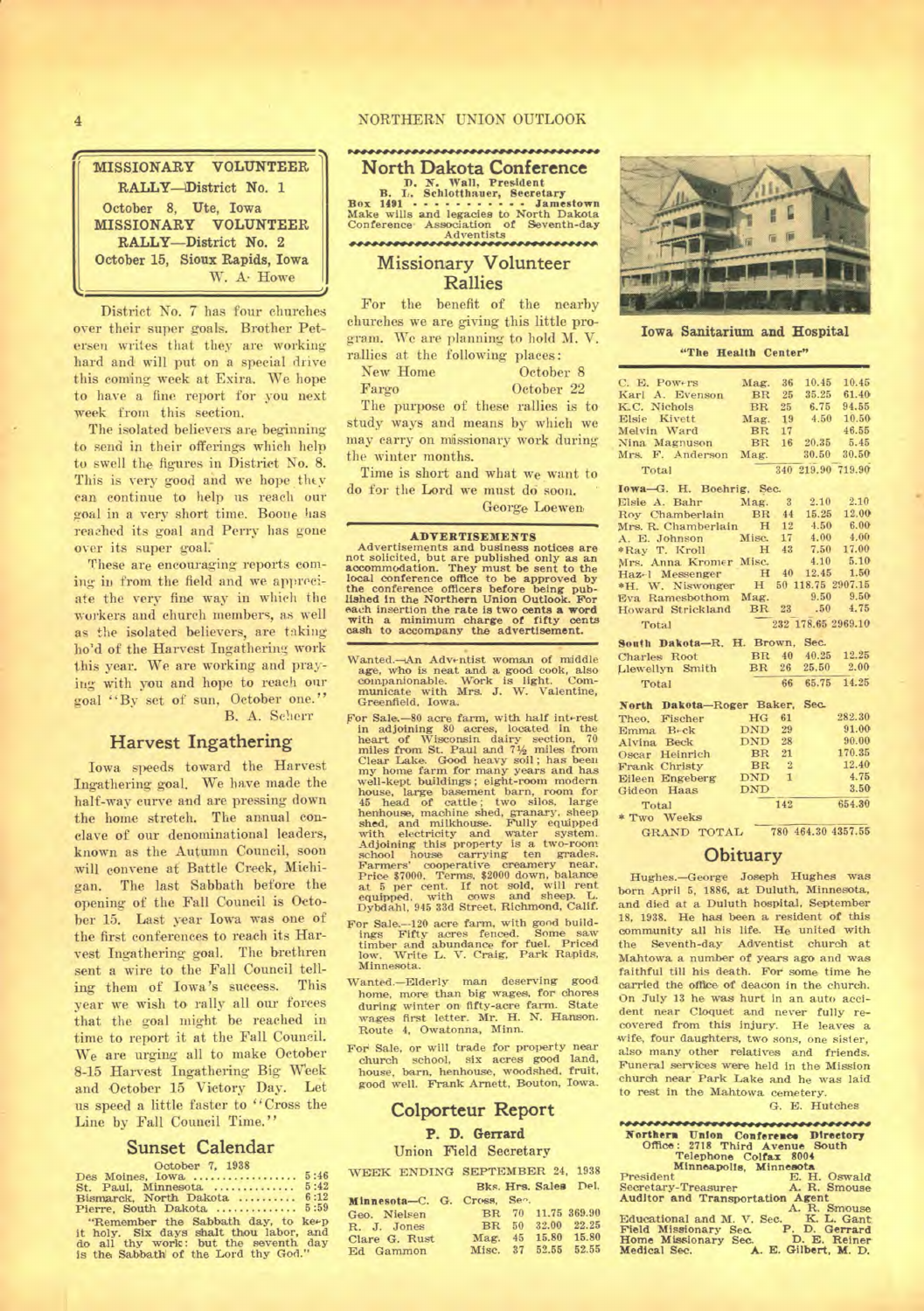**MISSIONARY VOLUNTEER RALLY—District No. 1**
October 8, Ute, Iowa
**MISSIONARY VOLUNTEER RALLY—District No. 2**
October 15, Sioux Rapids, Iowa
W. A. Howe

District No. 7 has four churches over their super goals. Brother Petersen writes that they are working hard and will put on a special drive this coming week at Exira. We hope to have a fine report for you next week from this section.

The isolated believers are beginning to send in their offerings which help to swell the figures in District No. 8. This is very good and we hope they can continue to help us reach our goal in a very short time. Boone has reached its goal and Perry has gone over its super goal.

These are encouraging reports coming in from the field and we appreciate the very fine way in which the workers and church members, as well as the isolated believers, are taking hold of the Harvest Ingathering work this year. We are working and praying with you and hope to reach our goal "By set of sun, October one."
B. A. Scherr

## Harvest Ingathering

Iowa speeds toward the Harvest Ingathering goal. We have made the half-way curve and are pressing down the home stretch. The annual conclave of our denominational leaders, known as the Autumn Council, soon will convene at Battle Creek, Michigan. The last Sabbath before the opening of the Fall Council is October 15. Last year Iowa was one of the first conferences to reach its Harvest Ingathering goal. The brethren sent a wire to the Fall Council telling them of Iowa's success. This year we wish to rally all our forces that the goal might be reached in time to report it at the Fall Council. We are urging all to make October 8-15 Harvest Ingathering Big Week and October 15 Victory Day. Let us speed a little faster to "Cross the Line by Fall Council Time."

## Sunset Calendar

October 7, 1938

| | |
|---|---|
| Des Moines, Iowa | 5:46 |
| St. Paul, Minnesota | 5:42 |
| Bismarck, North Dakota | 6:12 |
| Pierre, South Dakota | 5:59 |

"Remember the Sabbath day, to keep it holy. Six days shalt thou labor, and do all thy work: but the seventh day is the Sabbath of the Lord thy God."

## North Dakota Conference

D. N. Wall, President
B. L. Schlotthauer, Secretary
Box 1491 - - - - - - - - - - Jamestown
Make wills and legacies to North Dakota Conference Association of Seventh-day Adventists

## Missionary Volunteer Rallies

For the benefit of the nearby churches we are giving this little program. We are planning to hold M. V. rallies at the following places:

| | |
|---|---|
| New Home | October 8 |
| Fargo | October 22 |

The purpose of these rallies is to study ways and means by which we may carry on missionary work during the winter months.

Time is short and what we want to do for the Lord we must do soon.
George Loewen

### ADVERTISEMENTS

Advertisements and business notices are not solicited, but are published only as an accommodation. They must be sent to the local conference office to be approved by the conference officers before being published in the Northern Union Outlook. For each insertion the rate is two cents a word with a minimum charge of fifty cents cash to accompany the advertisement.

Wanted.—An Adventist woman of middle age, who is neat and a good cook, also companionable. Work is light. Communicate with Mrs. J. W. Valentine, Greenfield, Iowa.

For Sale.—80 acre farm, with half interest in adjoining 80 acres, located in the heart of Wisconsin dairy section, 70 miles from St. Paul and 7½ miles from Clear Lake. Good heavy soil; has been my home farm for many years and has well-kept buildings; eight-room modern house, large basement barn, room for 45 head of cattle; two silos, large henhouse, machine shed, granary, sheep shed, and milkhouse. Fully equipped with electricity and water system. Adjoining this property is a two-room school house carrying ten grades. Farmers' cooperative creamery near. Price $7000. Terms, $2000 down, balance at 5 per cent. If not sold, will rent equipped, with cows and sheep. L. Dybdahl, 945 33d Street, Richmond, Calif.

For Sale.—120 acre farm, with good buildings Fifty acres fenced. Some saw timber and abundance for fuel. Priced low. Write L. V. Craig, Park Rapids, Minnesota.

Wanted.—Elderly man deserving good home, more than big wages, for chores during winter on fifty-acre farm. State wages first letter. Mr. H. N. Hanson, Route 4, Owatonna, Minn.

For Sale, or will trade for property near church school, six acres good land, house, barn, henhouse, woodshed, fruit, good well. Frank Arnett, Bouton, Iowa.

## Colporteur Report

P. D. Gerrard
Union Field Secretary

WEEK ENDING SEPTEMBER 24, 1938

| | Bks. | Hrs. | Sales | Del. |
|---|---|---|---|---|
| **Minnesota**—C. G. Cross, Sec. | | | | |
| Geo. Nielsen | BR | 70 | 11.75 | 369.90 |
| R. J. Jones | BR | 50 | 32.00 | 22.25 |
| Clare G. Rust | Mag. | 45 | 15.80 | 15.80 |
| Ed Gammon | Misc. | 37 | 52.55 | 52.55 |
| C. E. Powers | Mag. | 36 | 10.45 | 10.45 |
| Karl A. Evenson | BR | 25 | 35.25 | 61.40 |
| K.C. Nichols | BR | 25 | 6.75 | 94.55 |
| Elsie Kivett | Mag. | 19 | 4.50 | 10.50 |
| Melvin Ward | BR | 17 | | 46.55 |
| Nina Magnuson | BR | 16 | 20.35 | 5.45 |
| Mrs. F. Anderson | Mag. | | 30.50 | 30.50 |
| Total | | 340 | 219.90 | 719.90 |
| **Iowa**—G. H. Boehrig, Sec. | | | | |
| Elsie A. Bahr | Mag. | 3 | 2.10 | 2.10 |
| Roy Chamberlain | BR | 44 | 15.25 | 12.00 |
| Mrs. R. Chamberlain | H | 12 | 4.50 | 6.00 |
| A. E. Johnson | Misc. | 17 | 4.00 | 4.00 |
| *Ray T. Kroll | H | 43 | 7.50 | 17.00 |
| Mrs. Anna Kromer | Misc. | | 4.10 | 5.10 |
| Hazel Messenger | H | 40 | 12.45 | 1.50 |
| *H. W. Niswonger | H | 50 | 118.75 | 2907.15 |
| Eva Ramesbothom | Mag. | | 9.50 | 9.50 |
| Howard Strickland | BR | 23 | .50 | 4.75 |
| Total | | 232 | 178.65 | 2969.10 |
| **South Dakota**—R. H. Brown, Sec. | | | | |
| Charles Root | BR | 40 | 40.25 | 12.25 |
| Llewellyn Smith | BR | 26 | 25.50 | 2.00 |
| Total | | 66 | 65.75 | 14.25 |
| **North Dakota**—Roger Baker, Sec. | | | | |
| Theo. Fischer | HG | 61 | | 282.30 |
| Emma Beck | DND | 29 | | 91.00 |
| Alvina Beck | DND | 28 | | 90.00 |
| Oscar Heinrich | BR | 21 | | 170.35 |
| Frank Christy | BR | 2 | | 12.40 |
| Eileen Engeberg | DND | 1 | | 4.75 |
| Gideon Haas | DND | | | 3.50 |
| Total | | 142 | | 654.30 |
| * Two Weeks | | | | |
| GRAND TOTAL | | 780 | 464.30 | 4357.55 |

**Iowa Sanitarium and Hospital**
"The Health Center"

## Obituary

Hughes.—George Joseph Hughes was born April 5, 1886, at Duluth, Minnesota, and died at a Duluth hospital, September 18, 1938. He has been a resident of this community all his life. He united with the Seventh-day Adventist church at Mahtowa a number of years ago and was faithful till his death. For some time he carried the office of deacon in the church. On July 13 he was hurt in an auto accident near Cloquet and never fully recovered from this injury. He leaves a wife, four daughters, two sons, one sister, also many other relatives and friends. Funeral services were held in the Mission church near Park Lake and he was laid to rest in the Mahtowa cemetery.
G. E. Hutches

**Northern Union Conference Directory**
Office: 2718 Third Avenue South
Telephone Colfax 8004
Minneapolis, Minnesota

| | |
|---|---|
| President | E. H. Oswald |
| Secretary-Treasurer | A. R. Smouse |
| Auditor and Transportation Agent | A. R. Smouse |
| Educational and M. V. Sec. | K. L. Gant |
| Field Missionary Sec. | P. D. Gerrard |
| Home Missionary Sec. | D. E. Reiner |
| Medical Sec. | A. E. Gilbert, M. D. |